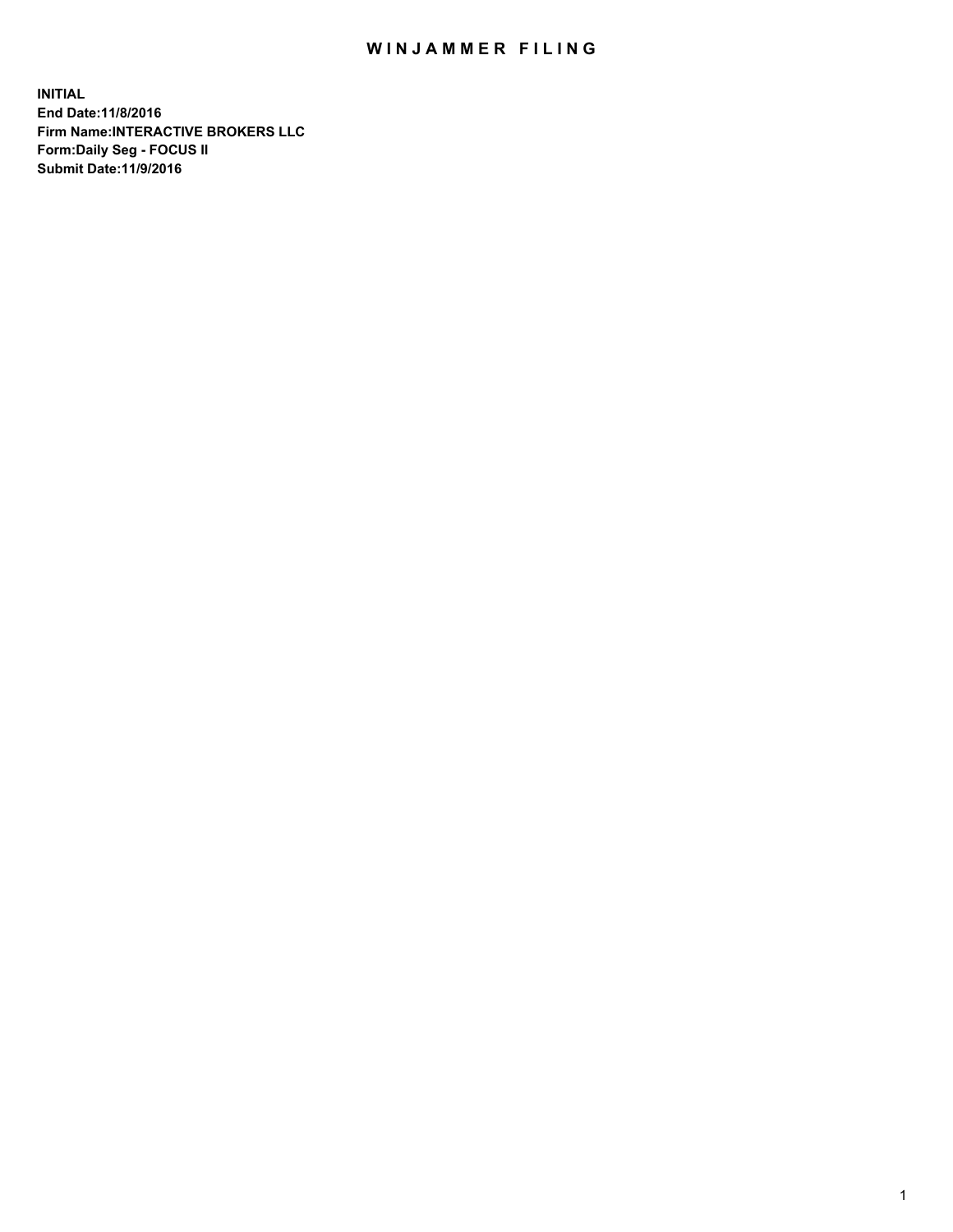# WINJAMMER FILING

**INITIAL**
**End Date:11/8/2016**
**Firm Name:INTERACTIVE BROKERS LLC**
**Form:Daily Seg - FOCUS II**
**Submit Date:11/9/2016**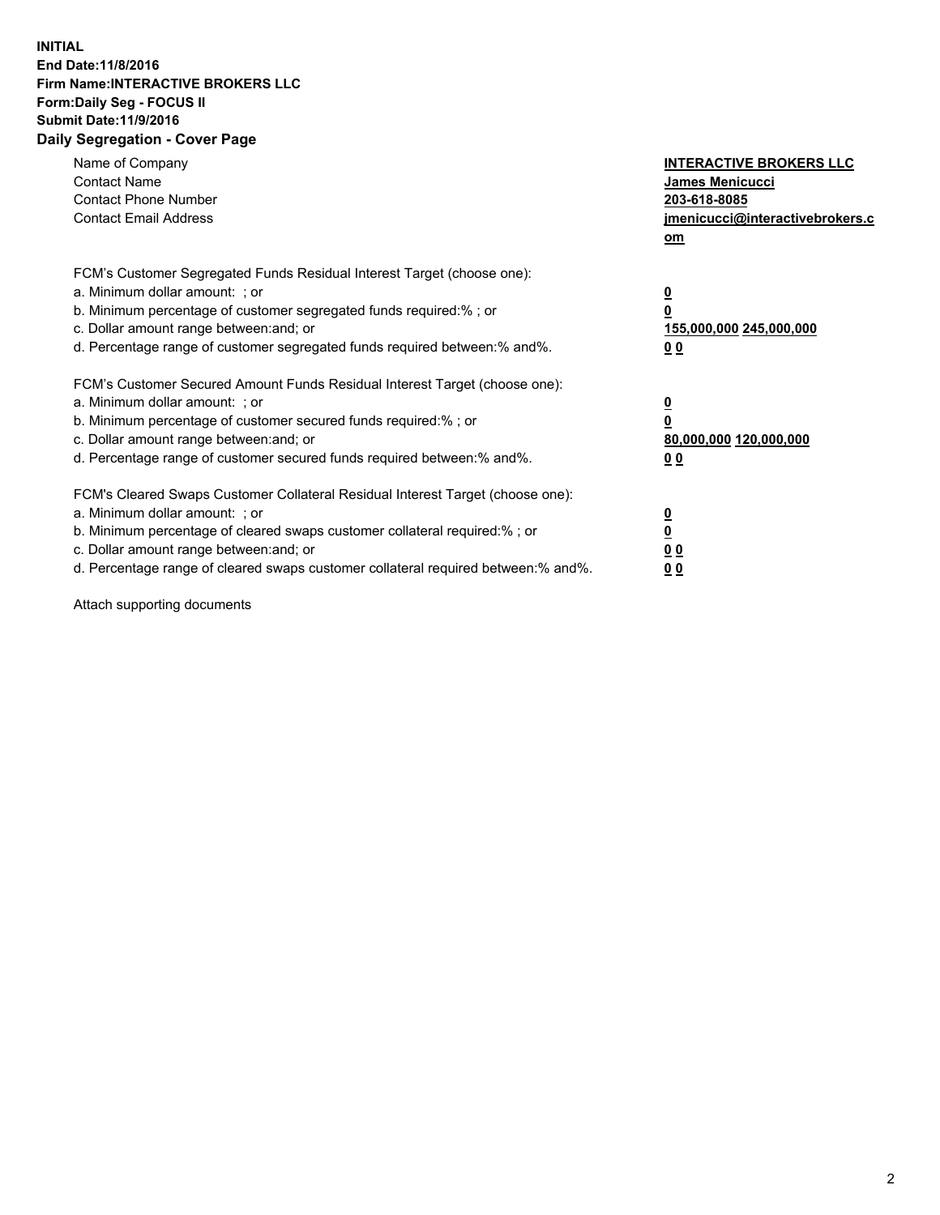**INITIAL**
**End Date:11/8/2016**
**Firm Name:INTERACTIVE BROKERS LLC**
**Form:Daily Seg - FOCUS II**
**Submit Date:11/9/2016**

## Daily Segregation - Cover Page

| | |
|---|---|
| Name of Company | **INTERACTIVE BROKERS LLC** |
| Contact Name | **James Menicucci** |
| Contact Phone Number | **203-618-8085** |
| Contact Email Address | **jmenicucci@interactivebrokers.com** |

| | |
|---|---|
| FCM's Customer Segregated Funds Residual Interest Target (choose one): | |
| a. Minimum dollar amount: ; or | **0** |
| b. Minimum percentage of customer segregated funds required:% ; or | **0** |
| c. Dollar amount range between:and; or | **155,000,000 245,000,000** |
| d. Percentage range of customer segregated funds required between:% and%. | **0 0** |

| | |
|---|---|
| FCM's Customer Secured Amount Funds Residual Interest Target (choose one): | |
| a. Minimum dollar amount: ; or | **0** |
| b. Minimum percentage of customer secured funds required:% ; or | **0** |
| c. Dollar amount range between:and; or | **80,000,000 120,000,000** |
| d. Percentage range of customer secured funds required between:% and%. | **0 0** |

| | |
|---|---|
| FCM's Cleared Swaps Customer Collateral Residual Interest Target (choose one): | |
| a. Minimum dollar amount: ; or | **0** |
| b. Minimum percentage of cleared swaps customer collateral required:% ; or | **0** |
| c. Dollar amount range between:and; or | **0 0** |
| d. Percentage range of cleared swaps customer collateral required between:% and%. | **0 0** |

Attach supporting documents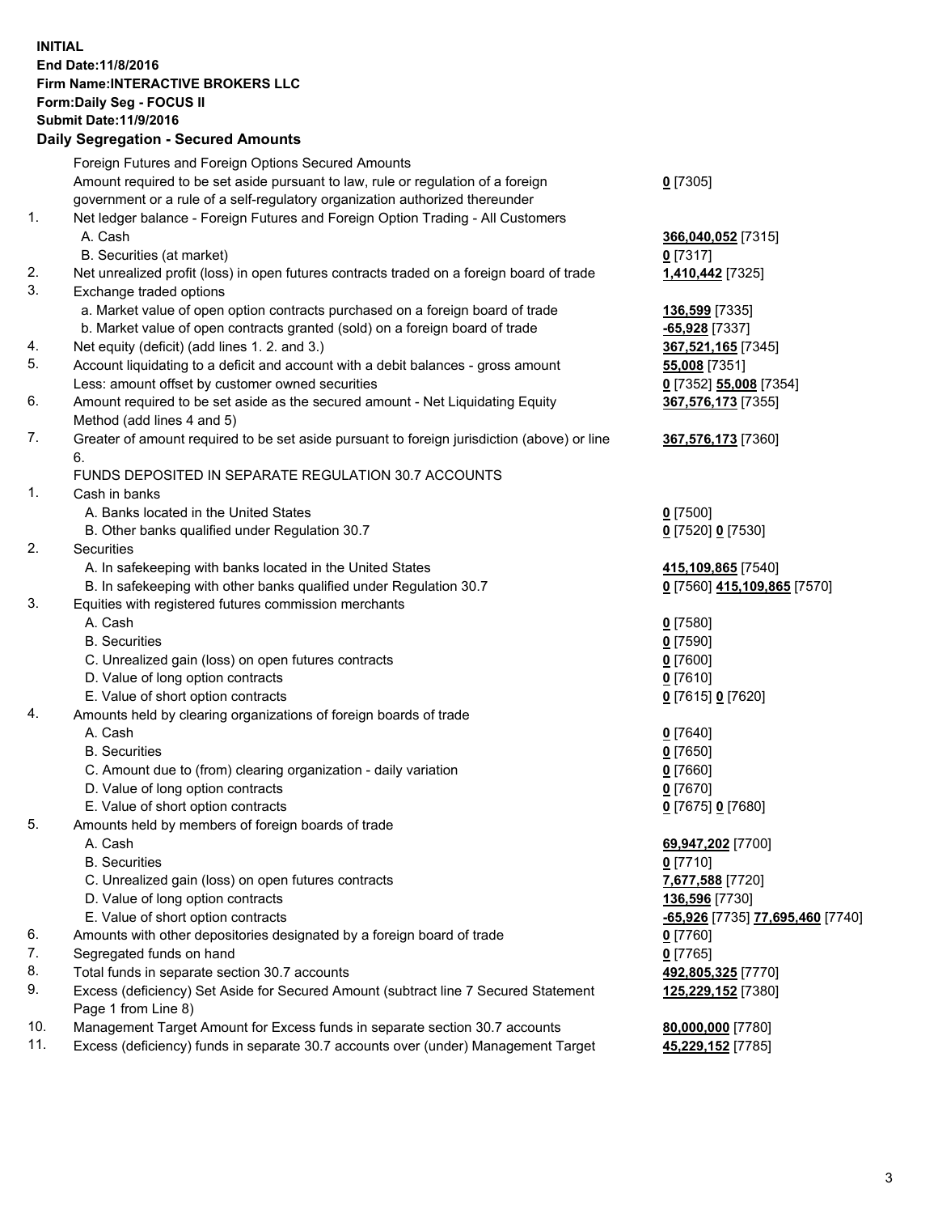**INITIAL**
**End Date:11/8/2016**
**Firm Name:INTERACTIVE BROKERS LLC**
**Form:Daily Seg - FOCUS II**
**Submit Date:11/9/2016**

## Daily Segregation - Secured Amounts

| | | |
|---|---|---|
| | Foreign Futures and Foreign Options Secured Amounts | |
| | Amount required to be set aside pursuant to law, rule or regulation of a foreign government or a rule of a self-regulatory organization authorized thereunder | **0** [7305] |
| 1. | Net ledger balance - Foreign Futures and Foreign Option Trading - All Customers | |
| | A. Cash | **366,040,052** [7315] |
| | B. Securities (at market) | **0** [7317] |
| 2. | Net unrealized profit (loss) in open futures contracts traded on a foreign board of trade | **1,410,442** [7325] |
| 3. | Exchange traded options | |
| | a. Market value of open option contracts purchased on a foreign board of trade | **136,599** [7335] |
| | b. Market value of open contracts granted (sold) on a foreign board of trade | **-65,928** [7337] |
| 4. | Net equity (deficit) (add lines 1. 2. and 3.) | **367,521,165** [7345] |
| 5. | Account liquidating to a deficit and account with a debit balances - gross amount | **55,008** [7351] |
| | Less: amount offset by customer owned securities | **0** [7352] **55,008** [7354] |
| 6. | Amount required to be set aside as the secured amount - Net Liquidating Equity Method (add lines 4 and 5) | **367,576,173** [7355] |
| 7. | Greater of amount required to be set aside pursuant to foreign jurisdiction (above) or line 6. | **367,576,173** [7360] |
| | FUNDS DEPOSITED IN SEPARATE REGULATION 30.7 ACCOUNTS | |
| 1. | Cash in banks | |
| | A. Banks located in the United States | **0** [7500] |
| | B. Other banks qualified under Regulation 30.7 | **0** [7520] **0** [7530] |
| 2. | Securities | |
| | A. In safekeeping with banks located in the United States | **415,109,865** [7540] |
| | B. In safekeeping with other banks qualified under Regulation 30.7 | **0** [7560] **415,109,865** [7570] |
| 3. | Equities with registered futures commission merchants | |
| | A. Cash | **0** [7580] |
| | B. Securities | **0** [7590] |
| | C. Unrealized gain (loss) on open futures contracts | **0** [7600] |
| | D. Value of long option contracts | **0** [7610] |
| | E. Value of short option contracts | **0** [7615] **0** [7620] |
| 4. | Amounts held by clearing organizations of foreign boards of trade | |
| | A. Cash | **0** [7640] |
| | B. Securities | **0** [7650] |
| | C. Amount due to (from) clearing organization - daily variation | **0** [7660] |
| | D. Value of long option contracts | **0** [7670] |
| | E. Value of short option contracts | **0** [7675] **0** [7680] |
| 5. | Amounts held by members of foreign boards of trade | |
| | A. Cash | **69,947,202** [7700] |
| | B. Securities | **0** [7710] |
| | C. Unrealized gain (loss) on open futures contracts | **7,677,588** [7720] |
| | D. Value of long option contracts | **136,596** [7730] |
| | E. Value of short option contracts | **-65,926** [7735] **77,695,460** [7740] |
| 6. | Amounts with other depositories designated by a foreign board of trade | **0** [7760] |
| 7. | Segregated funds on hand | **0** [7765] |
| 8. | Total funds in separate section 30.7 accounts | **492,805,325** [7770] |
| 9. | Excess (deficiency) Set Aside for Secured Amount (subtract line 7 Secured Statement Page 1 from Line 8) | **125,229,152** [7380] |
| 10. | Management Target Amount for Excess funds in separate section 30.7 accounts | **80,000,000** [7780] |
| 11. | Excess (deficiency) funds in separate 30.7 accounts over (under) Management Target | **45,229,152** [7785] |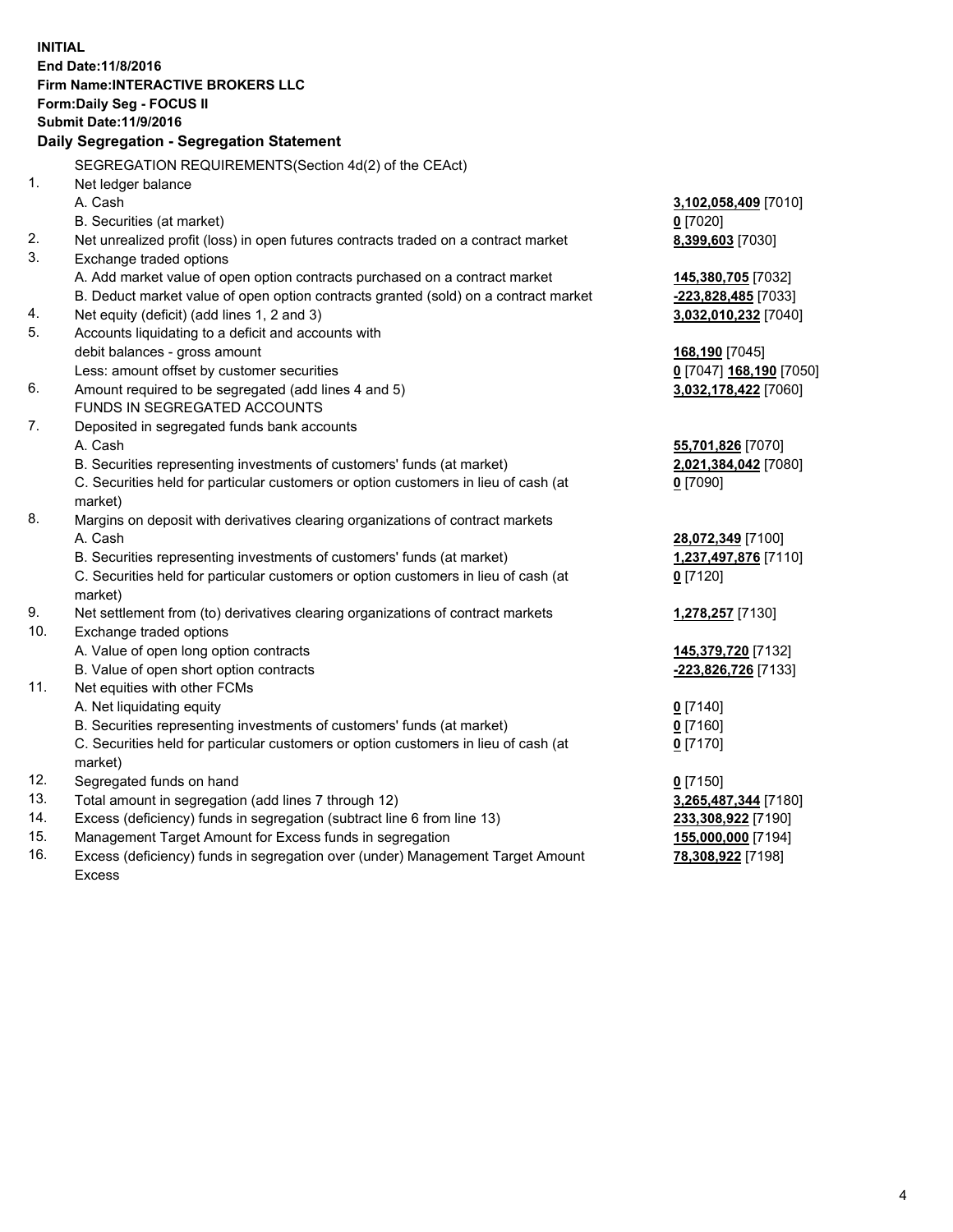**INITIAL**
**End Date:11/8/2016**
**Firm Name:INTERACTIVE BROKERS LLC**
**Form:Daily Seg - FOCUS II**
**Submit Date:11/9/2016**

## Daily Segregation - Segregation Statement

SEGREGATION REQUIREMENTS(Section 4d(2) of the CEAct)

| | | |
|---|---|---|
| 1. | Net ledger balance | |
| | A. Cash | **3,102,058,409** [7010] |
| | B. Securities (at market) | **0** [7020] |
| 2. | Net unrealized profit (loss) in open futures contracts traded on a contract market | **8,399,603** [7030] |
| 3. | Exchange traded options | |
| | A. Add market value of open option contracts purchased on a contract market | **145,380,705** [7032] |
| | B. Deduct market value of open option contracts granted (sold) on a contract market | **-223,828,485** [7033] |
| 4. | Net equity (deficit) (add lines 1, 2 and 3) | **3,032,010,232** [7040] |
| 5. | Accounts liquidating to a deficit and accounts with debit balances - gross amount | **168,190** [7045] |
| | Less: amount offset by customer securities | **0** [7047] **168,190** [7050] |
| 6. | Amount required to be segregated (add lines 4 and 5) | **3,032,178,422** [7060] |
| | FUNDS IN SEGREGATED ACCOUNTS | |
| 7. | Deposited in segregated funds bank accounts | |
| | A. Cash | **55,701,826** [7070] |
| | B. Securities representing investments of customers' funds (at market) | **2,021,384,042** [7080] |
| | C. Securities held for particular customers or option customers in lieu of cash (at market) | **0** [7090] |
| 8. | Margins on deposit with derivatives clearing organizations of contract markets | |
| | A. Cash | **28,072,349** [7100] |
| | B. Securities representing investments of customers' funds (at market) | **1,237,497,876** [7110] |
| | C. Securities held for particular customers or option customers in lieu of cash (at market) | **0** [7120] |
| 9. | Net settlement from (to) derivatives clearing organizations of contract markets | **1,278,257** [7130] |
| 10. | Exchange traded options | |
| | A. Value of open long option contracts | **145,379,720** [7132] |
| | B. Value of open short option contracts | **-223,826,726** [7133] |
| 11. | Net equities with other FCMs | |
| | A. Net liquidating equity | **0** [7140] |
| | B. Securities representing investments of customers' funds (at market) | **0** [7160] |
| | C. Securities held for particular customers or option customers in lieu of cash (at market) | **0** [7170] |
| 12. | Segregated funds on hand | **0** [7150] |
| 13. | Total amount in segregation (add lines 7 through 12) | **3,265,487,344** [7180] |
| 14. | Excess (deficiency) funds in segregation (subtract line 6 from line 13) | **233,308,922** [7190] |
| 15. | Management Target Amount for Excess funds in segregation | **155,000,000** [7194] |
| 16. | Excess (deficiency) funds in segregation over (under) Management Target Amount Excess | **78,308,922** [7198] |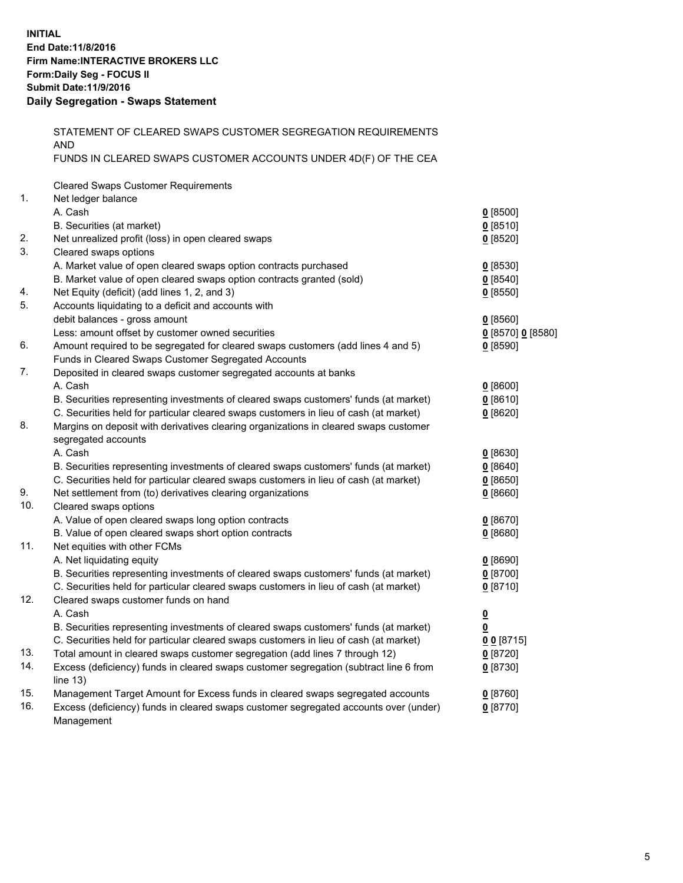**INITIAL**
**End Date:11/8/2016**
**Firm Name:INTERACTIVE BROKERS LLC**
**Form:Daily Seg - FOCUS II**
**Submit Date:11/9/2016**
**Daily Segregation - Swaps Statement**

STATEMENT OF CLEARED SWAPS CUSTOMER SEGREGATION REQUIREMENTS AND FUNDS IN CLEARED SWAPS CUSTOMER ACCOUNTS UNDER 4D(F) OF THE CEA

| | | |
|---|---|---|
| | Cleared Swaps Customer Requirements | |
| 1. | Net ledger balance | |
| | A. Cash | 0 [8500] |
| | B. Securities (at market) | 0 [8510] |
| 2. | Net unrealized profit (loss) in open cleared swaps | 0 [8520] |
| 3. | Cleared swaps options | |
| | A. Market value of open cleared swaps option contracts purchased | 0 [8530] |
| | B. Market value of open cleared swaps option contracts granted (sold) | 0 [8540] |
| 4. | Net Equity (deficit) (add lines 1, 2, and 3) | 0 [8550] |
| 5. | Accounts liquidating to a deficit and accounts with debit balances - gross amount | 0 [8560] |
| | Less: amount offset by customer owned securities | 0 [8570] 0 [8580] |
| 6. | Amount required to be segregated for cleared swaps customers (add lines 4 and 5) | 0 [8590] |
| | Funds in Cleared Swaps Customer Segregated Accounts | |
| 7. | Deposited in cleared swaps customer segregated accounts at banks | |
| | A. Cash | 0 [8600] |
| | B. Securities representing investments of cleared swaps customers' funds (at market) | 0 [8610] |
| | C. Securities held for particular cleared swaps customers in lieu of cash (at market) | 0 [8620] |
| 8. | Margins on deposit with derivatives clearing organizations in cleared swaps customer segregated accounts | |
| | A. Cash | 0 [8630] |
| | B. Securities representing investments of cleared swaps customers' funds (at market) | 0 [8640] |
| | C. Securities held for particular cleared swaps customers in lieu of cash (at market) | 0 [8650] |
| 9. | Net settlement from (to) derivatives clearing organizations | 0 [8660] |
| 10. | Cleared swaps options | |
| | A. Value of open cleared swaps long option contracts | 0 [8670] |
| | B. Value of open cleared swaps short option contracts | 0 [8680] |
| 11. | Net equities with other FCMs | |
| | A. Net liquidating equity | 0 [8690] |
| | B. Securities representing investments of cleared swaps customers' funds (at market) | 0 [8700] |
| | C. Securities held for particular cleared swaps customers in lieu of cash (at market) | 0 [8710] |
| 12. | Cleared swaps customer funds on hand | |
| | A. Cash | 0 |
| | B. Securities representing investments of cleared swaps customers' funds (at market) | 0 |
| | C. Securities held for particular cleared swaps customers in lieu of cash (at market) | 0 0 [8715] |
| 13. | Total amount in cleared swaps customer segregation (add lines 7 through 12) | 0 [8720] |
| 14. | Excess (deficiency) funds in cleared swaps customer segregation (subtract line 6 from line 13) | 0 [8730] |
| 15. | Management Target Amount for Excess funds in cleared swaps segregated accounts | 0 [8760] |
| 16. | Excess (deficiency) funds in cleared swaps customer segregated accounts over (under) Management | 0 [8770] |